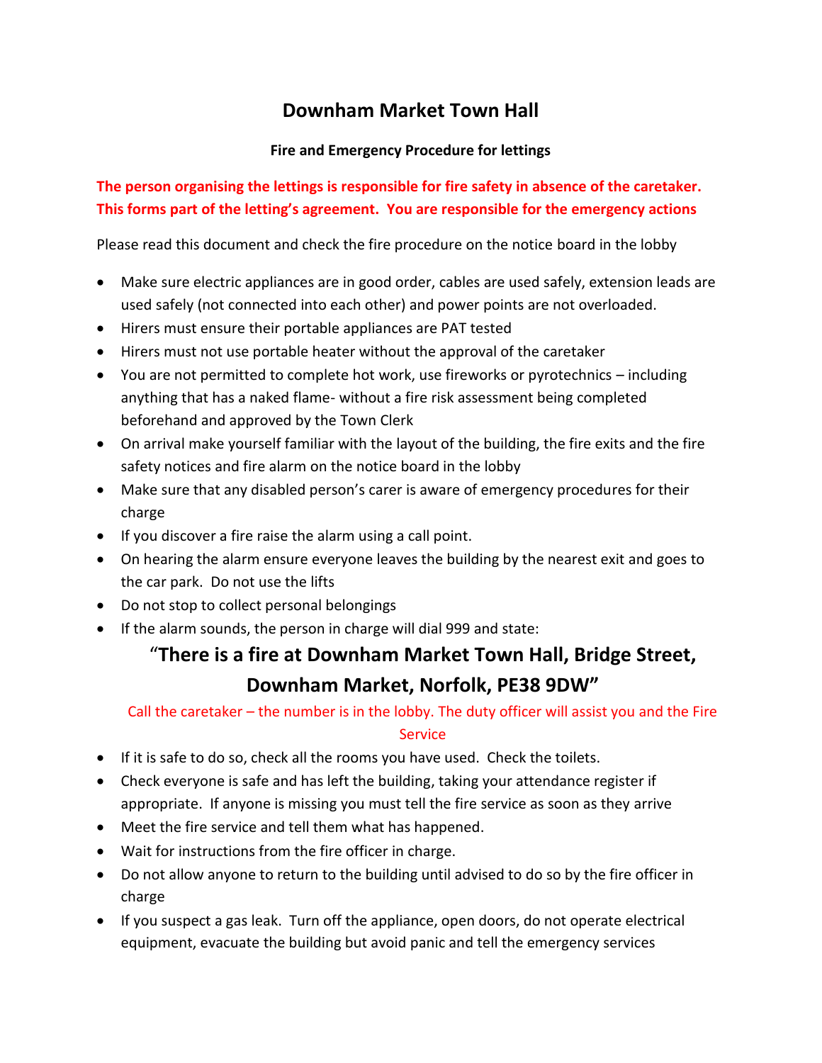# Downham Market Town Hall

## Fire and Emergency Procedure for lettings

**The person organising the lettings is responsible for fire safety in absence of the caretaker. This forms part of the letting's agreement. You are responsible for the emergency actions**

Please read this document and check the fire procedure on the notice board in the lobby

- Make sure electric appliances are in good order, cables are used safely, extension leads are used safely (not connected into each other) and power points are not overloaded.
- Hirers must ensure their portable appliances are PAT tested
- Hirers must not use portable heater without the approval of the caretaker
- You are not permitted to complete hot work, use fireworks or pyrotechnics – including anything that has a naked flame- without a fire risk assessment being completed beforehand and approved by the Town Clerk
- On arrival make yourself familiar with the layout of the building, the fire exits and the fire safety notices and fire alarm on the notice board in the lobby
- Make sure that any disabled person's carer is aware of emergency procedures for their charge
- If you discover a fire raise the alarm using a call point.
- On hearing the alarm ensure everyone leaves the building by the nearest exit and goes to the car park. Do not use the lifts
- Do not stop to collect personal belongings
- If the alarm sounds, the person in charge will dial 999 and state:

**"There is a fire at Downham Market Town Hall, Bridge Street, Downham Market, Norfolk, PE38 9DW"**

Call the caretaker – the number is in the lobby. The duty officer will assist you and the Fire Service

- If it is safe to do so, check all the rooms you have used. Check the toilets.
- Check everyone is safe and has left the building, taking your attendance register if appropriate. If anyone is missing you must tell the fire service as soon as they arrive
- Meet the fire service and tell them what has happened.
- Wait for instructions from the fire officer in charge.
- Do not allow anyone to return to the building until advised to do so by the fire officer in charge
- If you suspect a gas leak. Turn off the appliance, open doors, do not operate electrical equipment, evacuate the building but avoid panic and tell the emergency services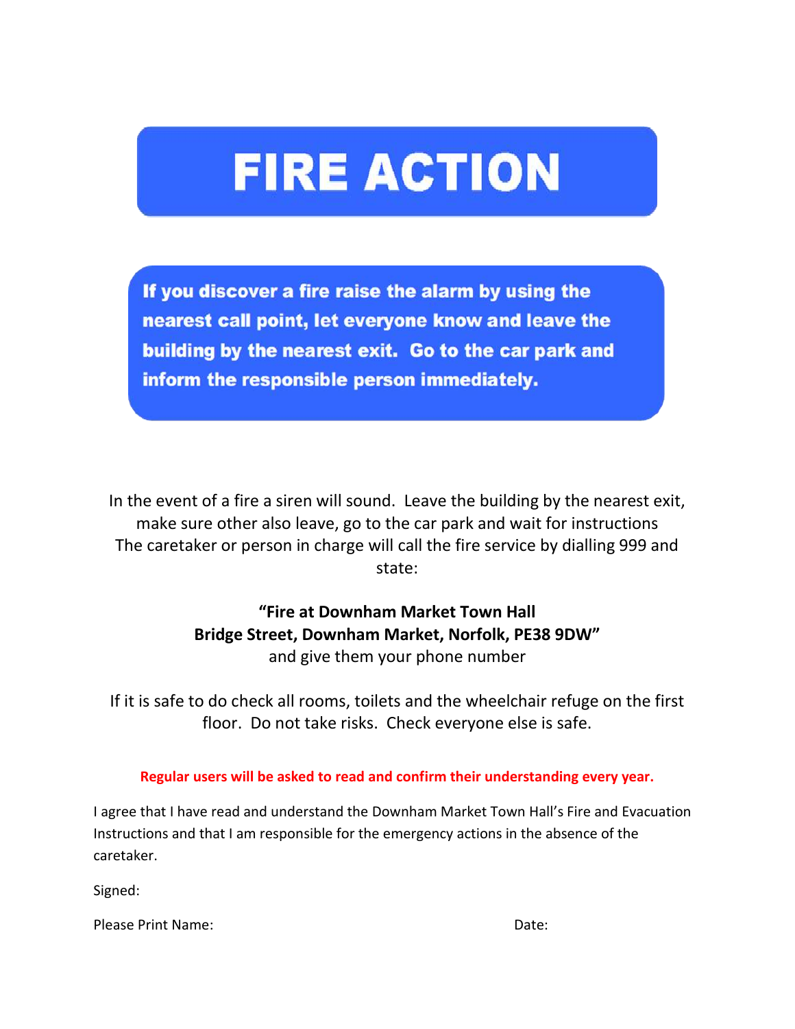# FIRE ACTION

**If you discover a fire raise the alarm by using the nearest call point, let everyone know and leave the building by the nearest exit. Go to the car park and inform the responsible person immediately.**

In the event of a fire a siren will sound. Leave the building by the nearest exit, make sure other also leave, go to the car park and wait for instructions
The caretaker or person in charge will call the fire service by dialling 999 and state:

**"Fire at Downham Market Town Hall**
**Bridge Street, Downham Market, Norfolk, PE38 9DW"**
and give them your phone number

If it is safe to do check all rooms, toilets and the wheelchair refuge on the first floor. Do not take risks. Check everyone else is safe.

**Regular users will be asked to read and confirm their understanding every year.**

I agree that I have read and understand the Downham Market Town Hall's Fire and Evacuation Instructions and that I am responsible for the emergency actions in the absence of the caretaker.

Signed:

Please Print Name: Date: